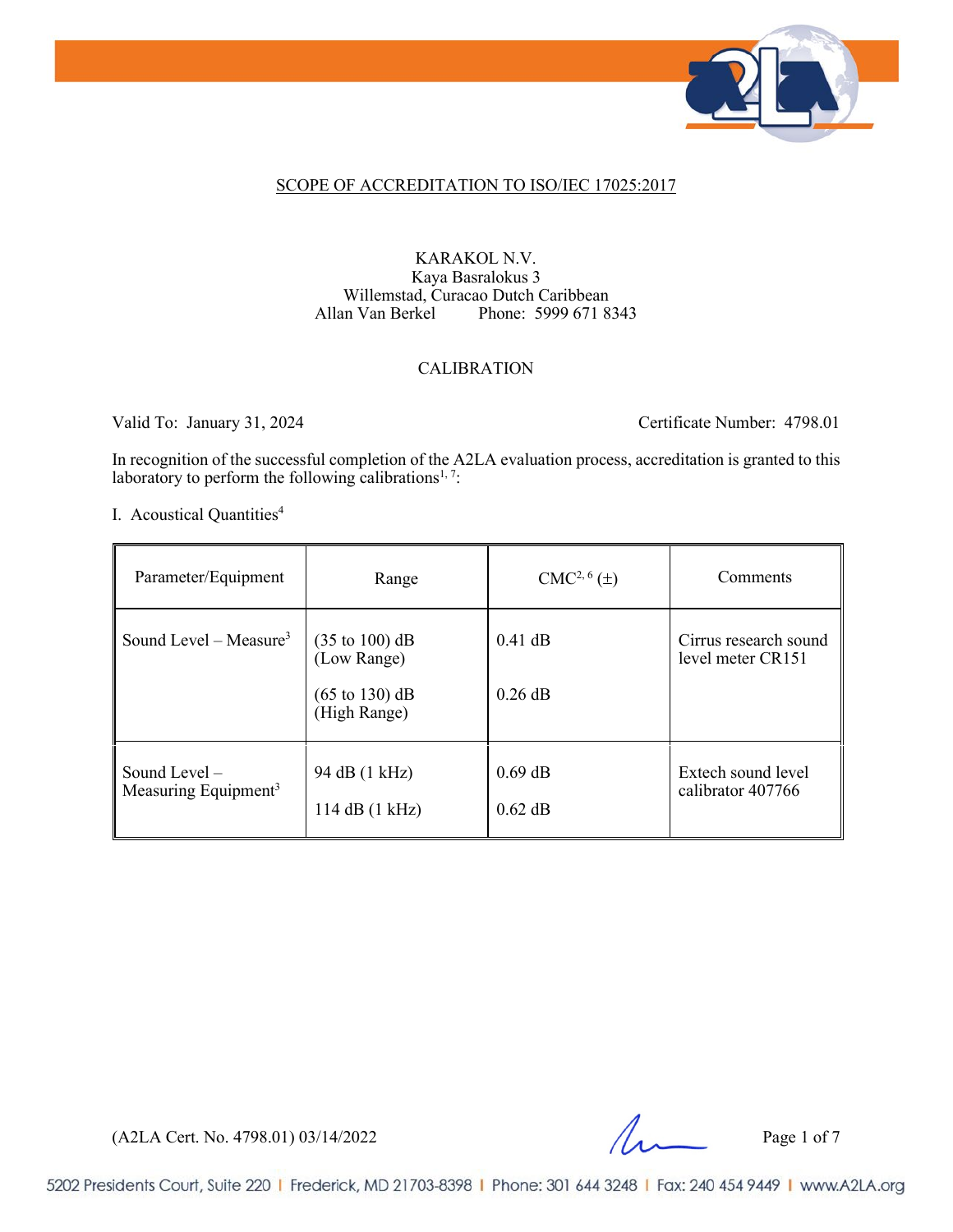# SCOPE OF ACCREDITATION TO ISO/IEC 17025:2017

KARAKOL N.V.
Kaya Basralokus 3
Willemstad, Curacao Dutch Caribbean
Allan Van Berkel Phone: 5999 671 8343

## CALIBRATION

Valid To: January 31, 2024 Certificate Number: 4798.01

In recognition of the successful completion of the A2LA evaluation process, accreditation is granted to this laboratory to perform the following calibrations[1, 7]:

I. Acoustical Quantities[4]

| Parameter/Equipment | Range | CMC[2, 6] (±) | Comments |
|---|---|---|---|
| Sound Level – Measure[3] | (35 to 100) dB (Low Range)<br><br>(65 to 130) dB (High Range) | 0.41 dB<br><br>0.26 dB | Cirrus research sound level meter CR151 |
| Sound Level – Measuring Equipment[3] | 94 dB (1 kHz)<br><br>114 dB (1 kHz) | 0.69 dB<br><br>0.62 dB | Extech sound level calibrator 407766 |

(A2LA Cert. No. 4798.01) 03/14/2022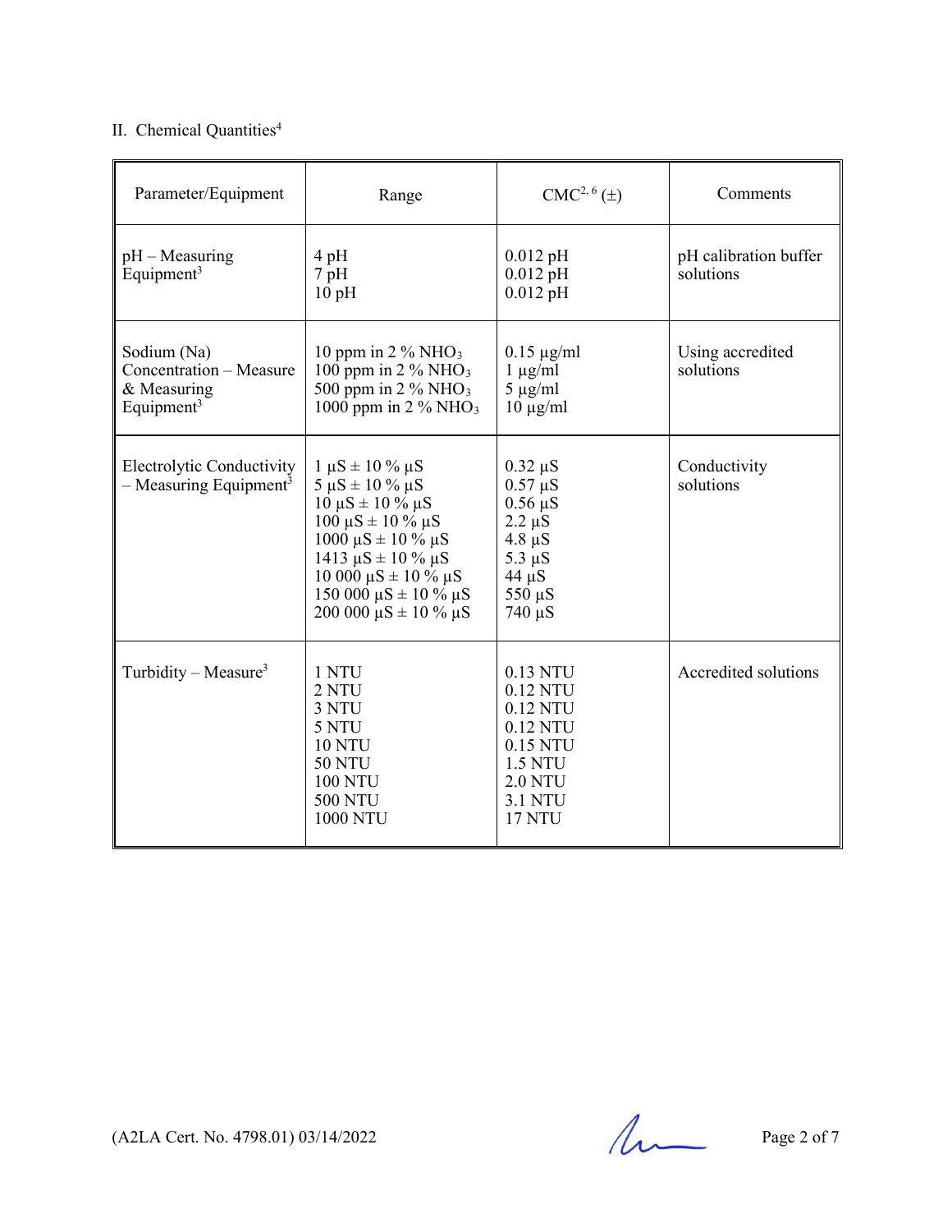## II. Chemical Quantities[4]

| Parameter/Equipment | Range | CMC[2, 6] (±) | Comments |
|---|---|---|---|
| pH – Measuring Equipment[3] | 4 pH<br>7 pH<br>10 pH | 0.012 pH<br>0.012 pH<br>0.012 pH | pH calibration buffer solutions |
| Sodium (Na) Concentration – Measure & Measuring Equipment[3] | 10 ppm in 2 % $NHO_3$<br>100 ppm in 2 % $NHO_3$<br>500 ppm in 2 % $NHO_3$<br>1000 ppm in 2 % $NHO_3$ | 0.15 µg/ml<br>1 µg/ml<br>5 µg/ml<br>10 µg/ml | Using accredited solutions |
| Electrolytic Conductivity – Measuring Equipment[3] | 1 µS ± 10 % µS<br>5 µS ± 10 % µS<br>10 µS ± 10 % µS<br>100 µS ± 10 % µS<br>1000 µS ± 10 % µS<br>1413 µS ± 10 % µS<br>10 000 µS ± 10 % µS<br>150 000 µS ± 10 % µS<br>200 000 µS ± 10 % µS | 0.32 µS<br>0.57 µS<br>0.56 µS<br>2.2 µS<br>4.8 µS<br>5.3 µS<br>44 µS<br>550 µS<br>740 µS | Conductivity solutions |
| Turbidity – Measure[3] | 1 NTU<br>2 NTU<br>3 NTU<br>5 NTU<br>10 NTU<br>50 NTU<br>100 NTU<br>500 NTU<br>1000 NTU | 0.13 NTU<br>0.12 NTU<br>0.12 NTU<br>0.12 NTU<br>0.15 NTU<br>1.5 NTU<br>2.0 NTU<br>3.1 NTU<br>17 NTU | Accredited solutions |

(A2LA Cert. No. 4798.01) 03/14/2022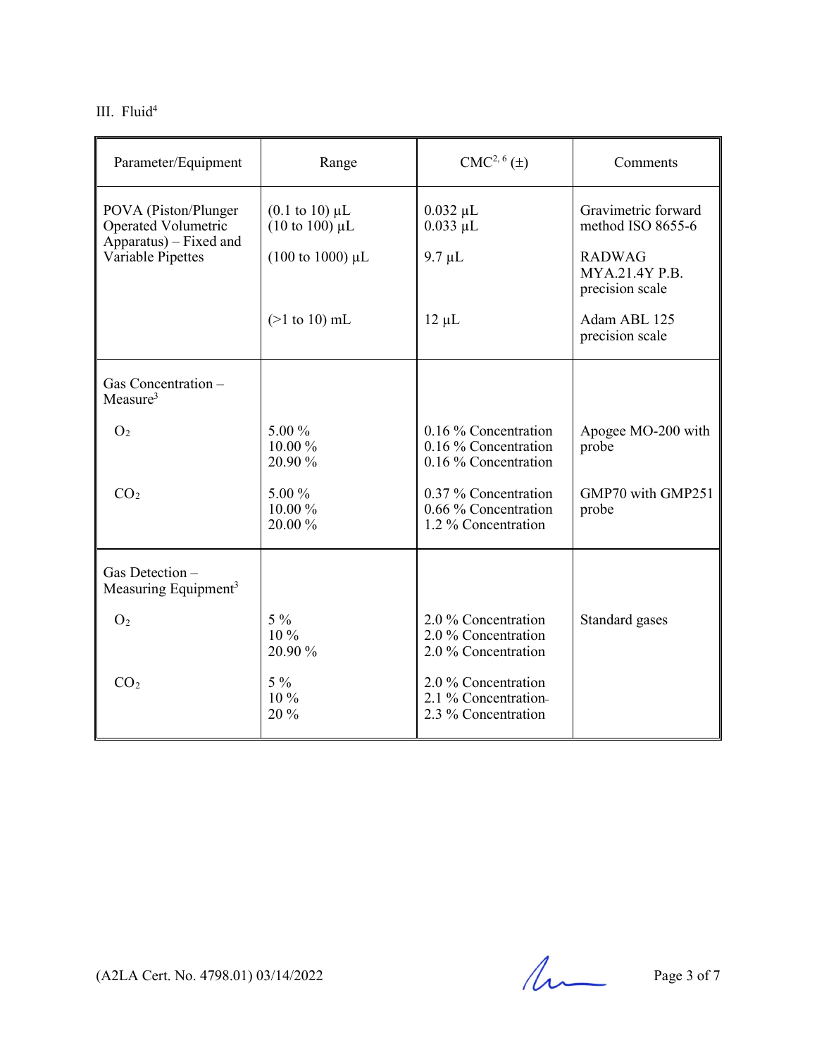III. Fluid[4]

| Parameter/Equipment | Range | CMC[2, 6] (±) | Comments |
|---|---|---|---|
| POVA (Piston/Plunger Operated Volumetric Apparatus) – Fixed and Variable Pipettes | (0.1 to 10) µL<br>(10 to 100) µL | 0.032 µL<br>0.033 µL | Gravimetric forward method ISO 8655-6 |
| | (100 to 1000) µL | 9.7 µL | RADWAG MYA.21.4Y P.B. precision scale |
| | (>1 to 10) mL | 12 µL | Adam ABL 125 precision scale |
| Gas Concentration – Measure[3] | | | |
| $O_2$ | 5.00 %<br>10.00 %<br>20.90 % | 0.16 % Concentration<br>0.16 % Concentration<br>0.16 % Concentration | Apogee MO-200 with probe |
| $CO_2$ | 5.00 %<br>10.00 %<br>20.00 % | 0.37 % Concentration<br>0.66 % Concentration<br>1.2 % Concentration | GMP70 with GMP251 probe |
| Gas Detection – Measuring Equipment[3] | | | |
| $O_2$ | 5 %<br>10 %<br>20.90 % | 2.0 % Concentration<br>2.0 % Concentration<br>2.0 % Concentration | Standard gases |
| $CO_2$ | 5 %<br>10 %<br>20 % | 2.0 % Concentration<br>2.1 % Concentration<br>2.3 % Concentration | |

(A2LA Cert. No. 4798.01) 03/14/2022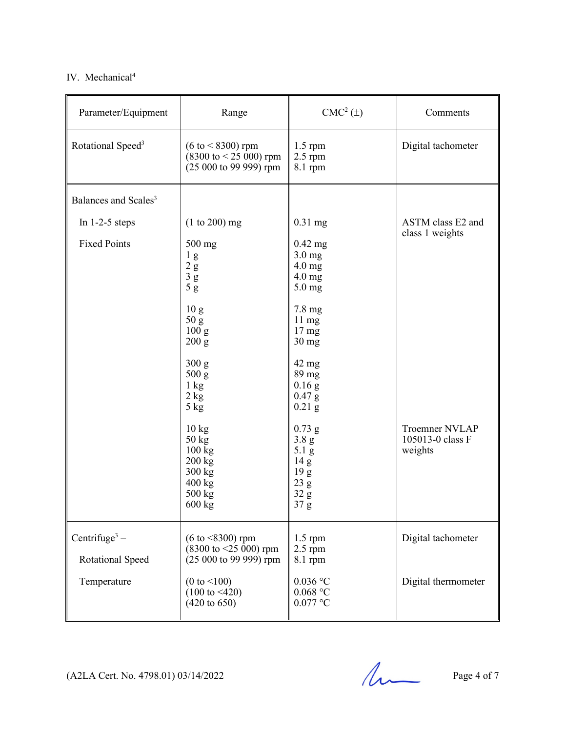IV. Mechanical[4]

| Parameter/Equipment | Range | CMC[2] (±) | Comments |
|---|---|---|---|
| Rotational Speed[3] | (6 to < 8300) rpm<br>(8300 to < 25 000) rpm<br>(25 000 to 99 999) rpm | 1.5 rpm<br>2.5 rpm<br>8.1 rpm | Digital tachometer |
| Balances and Scales[3] | | | |
| In 1-2-5 steps | (1 to 200) mg | 0.31 mg | ASTM class E2 and class 1 weights |
| Fixed Points | 500 mg<br>1 g<br>2 g<br>3 g<br>5 g | 0.42 mg<br>3.0 mg<br>4.0 mg<br>4.0 mg<br>5.0 mg | |
| | 10 g<br>50 g<br>100 g<br>200 g | 7.8 mg<br>11 mg<br>17 mg<br>30 mg | |
| | 300 g<br>500 g<br>1 kg<br>2 kg<br>5 kg | 42 mg<br>89 mg<br>0.16 g<br>0.47 g<br>0.21 g | |
| | 10 kg<br>50 kg<br>100 kg<br>200 kg<br>300 kg<br>400 kg<br>500 kg<br>600 kg | 0.73 g<br>3.8 g<br>5.1 g<br>14 g<br>19 g<br>23 g<br>32 g<br>37 g | Troemner NVLAP 105013-0 class F weights |
| Centrifuge[3] – | | | |
| Rotational Speed | (6 to <8300) rpm<br>(8300 to <25 000) rpm<br>(25 000 to 99 999) rpm | 1.5 rpm<br>2.5 rpm<br>8.1 rpm | Digital tachometer |
| Temperature | (0 to <100)<br>(100 to <420)<br>(420 to 650) | 0.036 °C<br>0.068 °C<br>0.077 °C | Digital thermometer |

(A2LA Cert. No. 4798.01) 03/14/2022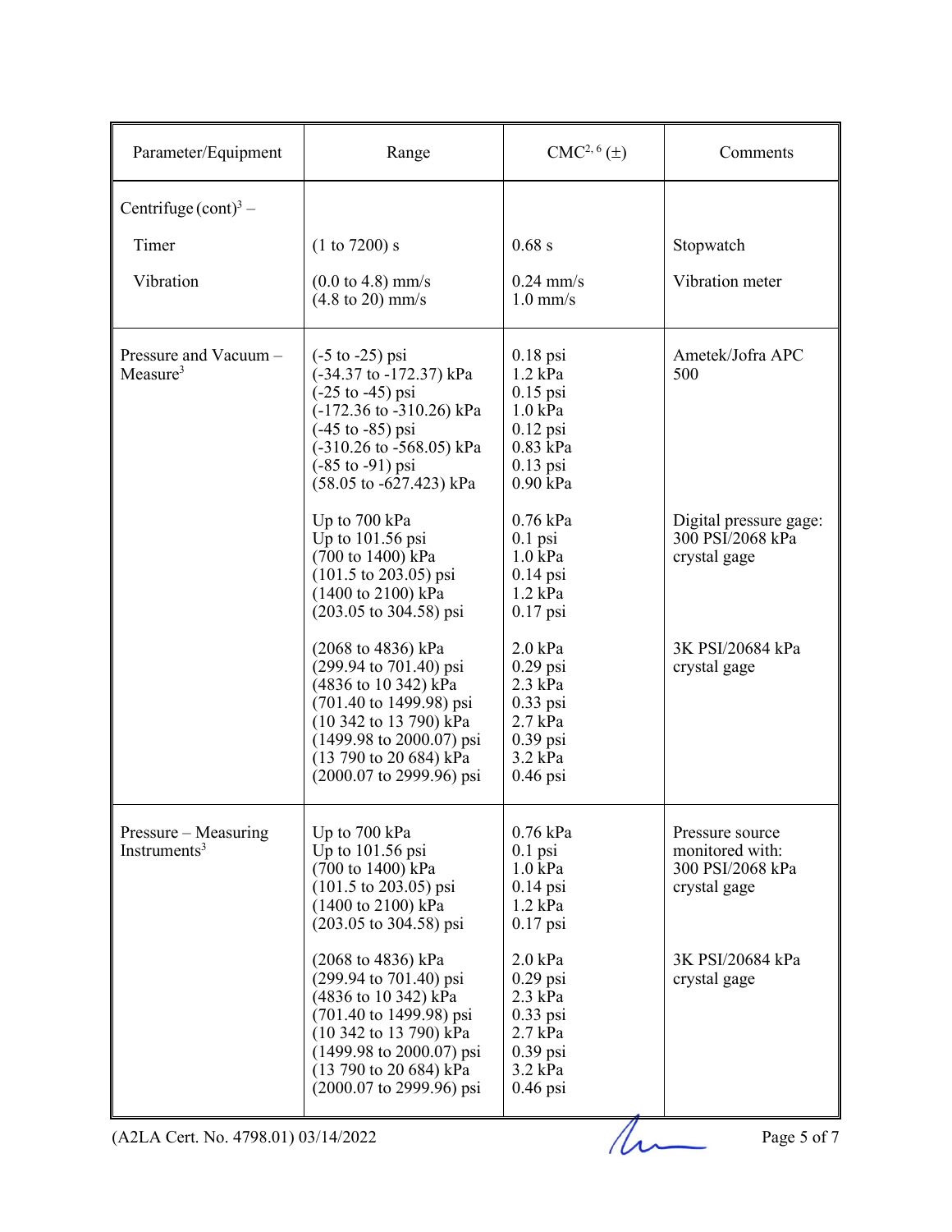| Parameter/Equipment | Range | CMC[2, 6] (±) | Comments |
|---|---|---|---|
| Centrifuge (cont)[3] – | | | |
| Timer | (1 to 7200) s | 0.68 s | Stopwatch |
| Vibration | (0.0 to 4.8) mm/s<br>(4.8 to 20) mm/s | 0.24 mm/s<br>1.0 mm/s | Vibration meter |
| Pressure and Vacuum – Measure[3] | (-5 to -25) psi<br>(-34.37 to -172.37) kPa<br>(-25 to -45) psi<br>(-172.36 to -310.26) kPa<br>(-45 to -85) psi<br>(-310.26 to -568.05) kPa<br>(-85 to -91) psi<br>(58.05 to -627.423) kPa | 0.18 psi<br>1.2 kPa<br>0.15 psi<br>1.0 kPa<br>0.12 psi<br>0.83 kPa<br>0.13 psi<br>0.90 kPa | Ametek/Jofra APC 500 |
| | Up to 700 kPa<br>Up to 101.56 psi<br>(700 to 1400) kPa<br>(101.5 to 203.05) psi<br>(1400 to 2100) kPa<br>(203.05 to 304.58) psi | 0.76 kPa<br>0.1 psi<br>1.0 kPa<br>0.14 psi<br>1.2 kPa<br>0.17 psi | Digital pressure gage: 300 PSI/2068 kPa crystal gage |
| | (2068 to 4836) kPa<br>(299.94 to 701.40) psi<br>(4836 to 10 342) kPa<br>(701.40 to 1499.98) psi<br>(10 342 to 13 790) kPa<br>(1499.98 to 2000.07) psi<br>(13 790 to 20 684) kPa<br>(2000.07 to 2999.96) psi | 2.0 kPa<br>0.29 psi<br>2.3 kPa<br>0.33 psi<br>2.7 kPa<br>0.39 psi<br>3.2 kPa<br>0.46 psi | 3K PSI/20684 kPa crystal gage |
| Pressure – Measuring Instruments[3] | Up to 700 kPa<br>Up to 101.56 psi<br>(700 to 1400) kPa<br>(101.5 to 203.05) psi<br>(1400 to 2100) kPa<br>(203.05 to 304.58) psi | 0.76 kPa<br>0.1 psi<br>1.0 kPa<br>0.14 psi<br>1.2 kPa<br>0.17 psi | Pressure source monitored with: 300 PSI/2068 kPa crystal gage |
| | (2068 to 4836) kPa<br>(299.94 to 701.40) psi<br>(4836 to 10 342) kPa<br>(701.40 to 1499.98) psi<br>(10 342 to 13 790) kPa<br>(1499.98 to 2000.07) psi<br>(13 790 to 20 684) kPa<br>(2000.07 to 2999.96) psi | 2.0 kPa<br>0.29 psi<br>2.3 kPa<br>0.33 psi<br>2.7 kPa<br>0.39 psi<br>3.2 kPa<br>0.46 psi | 3K PSI/20684 kPa crystal gage |

(A2LA Cert. No. 4798.01) 03/14/2022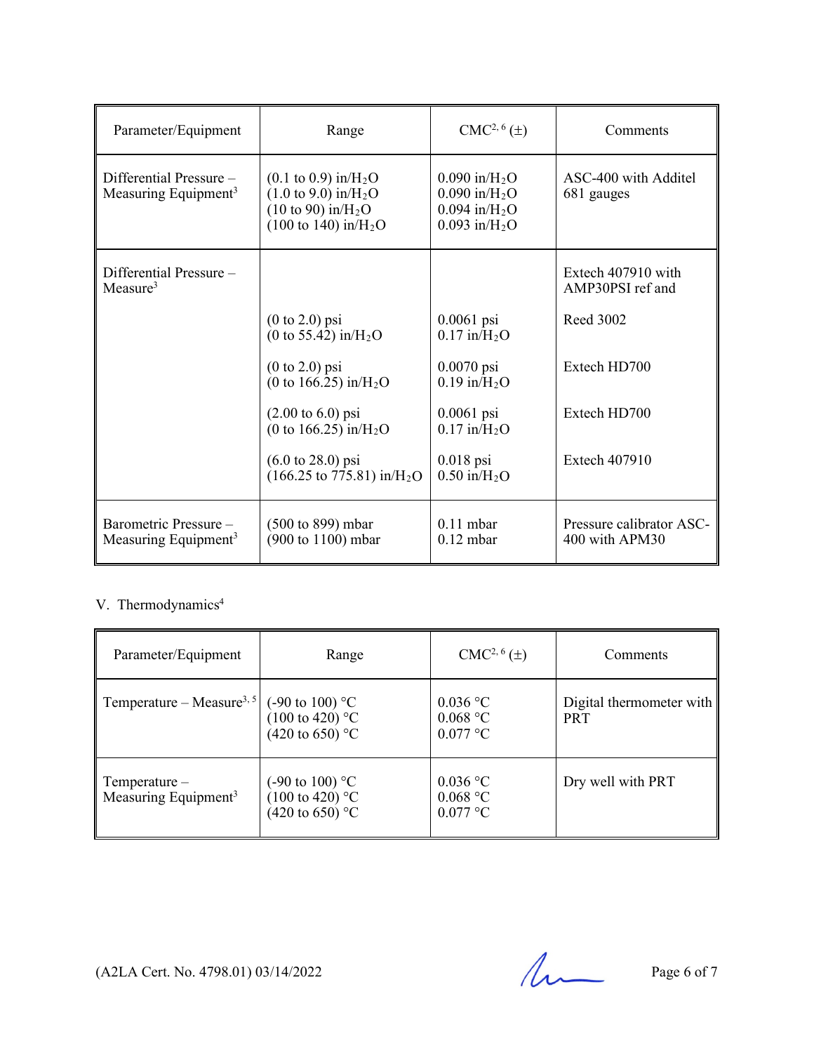| Parameter/Equipment | Range | CMC[2, 6] (±) | Comments |
|---|---|---|---|
| Differential Pressure – Measuring Equipment[3] | (0.1 to 0.9) in/$H_2O$<br>(1.0 to 9.0) in/$H_2O$<br>(10 to 90) in/$H_2O$<br>(100 to 140) in/$H_2O$ | 0.090 in/$H_2O$<br>0.090 in/$H_2O$<br>0.094 in/$H_2O$<br>0.093 in/$H_2O$ | ASC-400 with Additel 681 gauges |
| Differential Pressure – Measure[3] | | | Extech 407910 with AMP30PSI ref and |
| | (0 to 2.0) psi<br>(0 to 55.42) in/$H_2O$ | 0.0061 psi<br>0.17 in/$H_2O$ | Reed 3002 |
| | (0 to 2.0) psi<br>(0 to 166.25) in/$H_2O$ | 0.0070 psi<br>0.19 in/$H_2O$ | Extech HD700 |
| | (2.00 to 6.0) psi<br>(0 to 166.25) in/$H_2O$ | 0.0061 psi<br>0.17 in/$H_2O$ | Extech HD700 |
| | (6.0 to 28.0) psi<br>(166.25 to 775.81) in/$H_2O$ | 0.018 psi<br>0.50 in/$H_2O$ | Extech 407910 |
| Barometric Pressure – Measuring Equipment[3] | (500 to 899) mbar<br>(900 to 1100) mbar | 0.11 mbar<br>0.12 mbar | Pressure calibrator ASC-400 with APM30 |

V. Thermodynamics[4]

| Parameter/Equipment | Range | CMC[2, 6] (±) | Comments |
|---|---|---|---|
| Temperature – Measure[3, 5] | (-90 to 100) °C<br>(100 to 420) °C<br>(420 to 650) °C | 0.036 °C<br>0.068 °C<br>0.077 °C | Digital thermometer with PRT |
| Temperature – Measuring Equipment[3] | (-90 to 100) °C<br>(100 to 420) °C<br>(420 to 650) °C | 0.036 °C<br>0.068 °C<br>0.077 °C | Dry well with PRT |

(A2LA Cert. No. 4798.01) 03/14/2022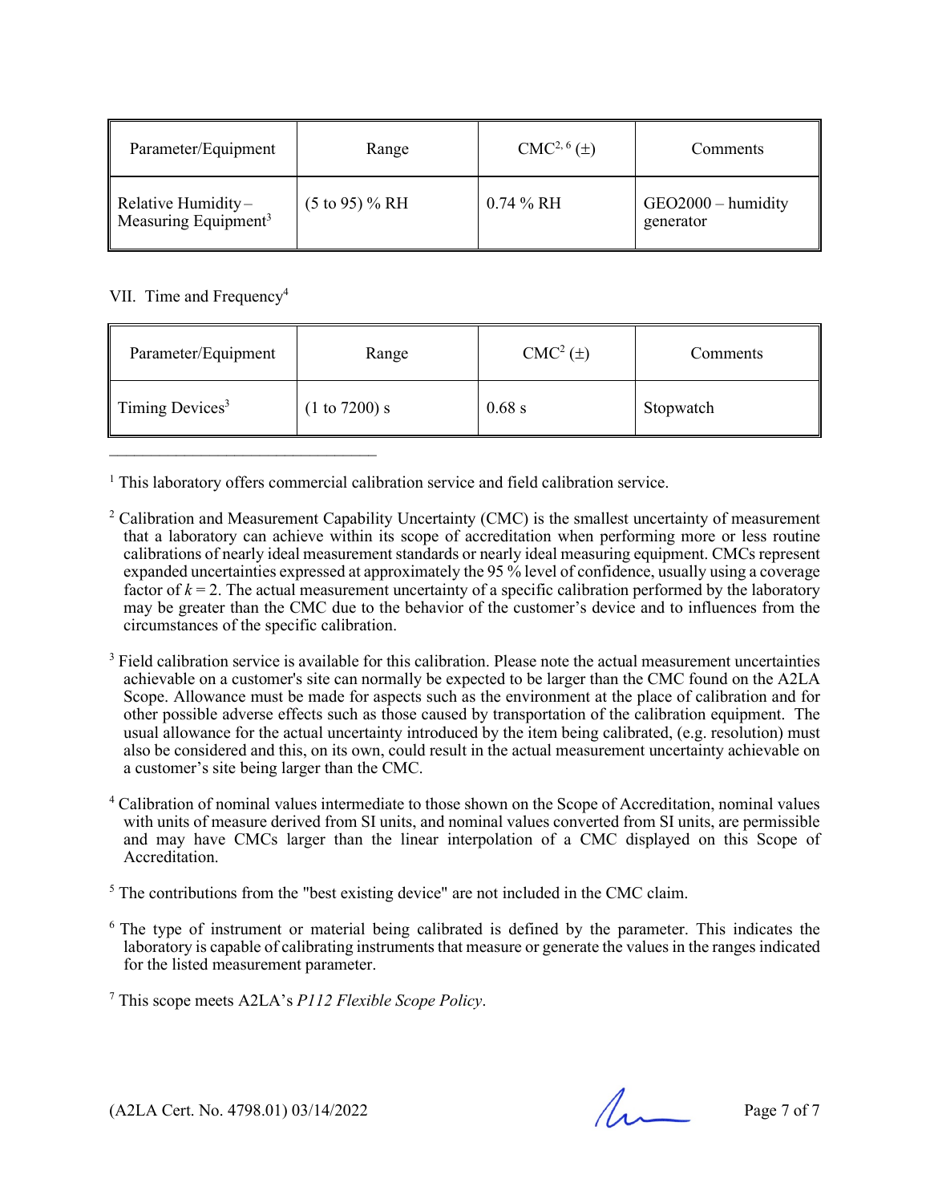| Parameter/Equipment | Range | CMC[2, 6] (±) | Comments |
|---|---|---|---|
| Relative Humidity – Measuring Equipment[3] | (5 to 95) % RH | 0.74 % RH | GEO2000 – humidity generator |

VII. Time and Frequency[4]

| Parameter/Equipment | Range | CMC[2] (±) | Comments |
|---|---|---|---|
| Timing Devices[3] | (1 to 7200) s | 0.68 s | Stopwatch |

---

[1] This laboratory offers commercial calibration service and field calibration service.

[2] Calibration and Measurement Capability Uncertainty (CMC) is the smallest uncertainty of measurement that a laboratory can achieve within its scope of accreditation when performing more or less routine calibrations of nearly ideal measurement standards or nearly ideal measuring equipment. CMCs represent expanded uncertainties expressed at approximately the 95 % level of confidence, usually using a coverage factor of $k = 2$. The actual measurement uncertainty of a specific calibration performed by the laboratory may be greater than the CMC due to the behavior of the customer's device and to influences from the circumstances of the specific calibration.

[3] Field calibration service is available for this calibration. Please note the actual measurement uncertainties achievable on a customer's site can normally be expected to be larger than the CMC found on the A2LA Scope. Allowance must be made for aspects such as the environment at the place of calibration and for other possible adverse effects such as those caused by transportation of the calibration equipment. The usual allowance for the actual uncertainty introduced by the item being calibrated, (e.g. resolution) must also be considered and this, on its own, could result in the actual measurement uncertainty achievable on a customer's site being larger than the CMC.

[4] Calibration of nominal values intermediate to those shown on the Scope of Accreditation, nominal values with units of measure derived from SI units, and nominal values converted from SI units, are permissible and may have CMCs larger than the linear interpolation of a CMC displayed on this Scope of Accreditation.

[5] The contributions from the "best existing device" are not included in the CMC claim.

[6] The type of instrument or material being calibrated is defined by the parameter. This indicates the laboratory is capable of calibrating instruments that measure or generate the values in the ranges indicated for the listed measurement parameter.

[7] This scope meets A2LA's *P112 Flexible Scope Policy*.

(A2LA Cert. No. 4798.01) 03/14/2022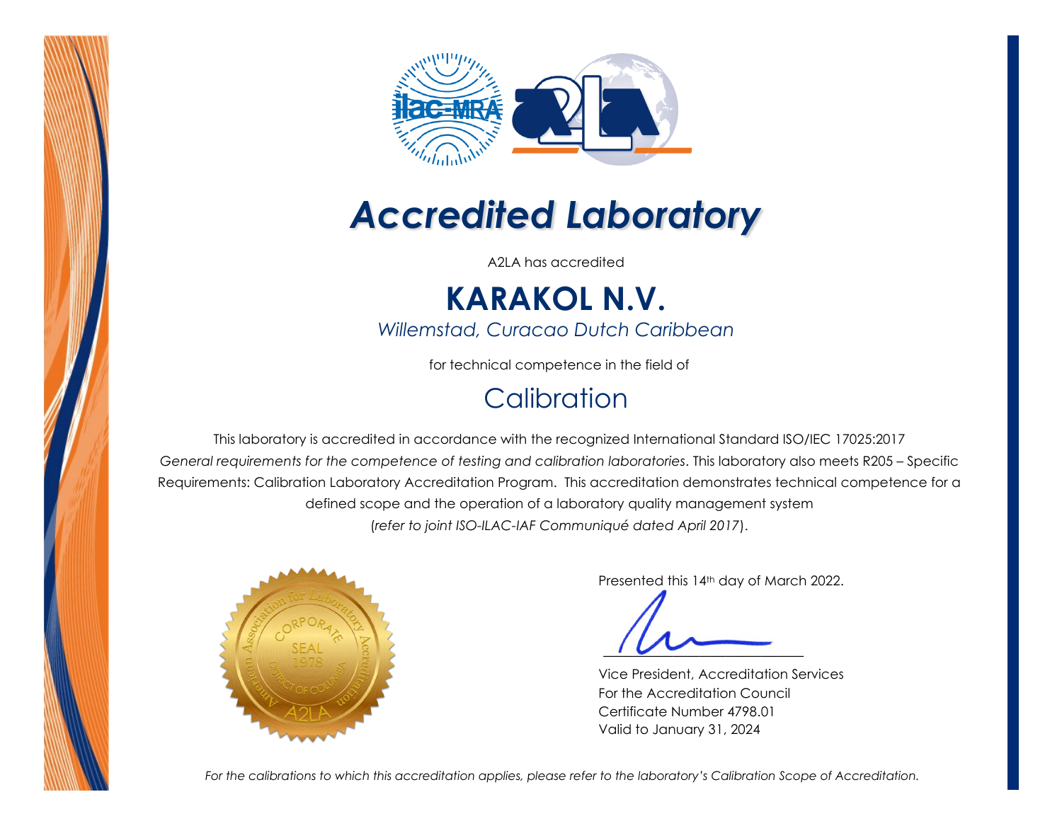# *Accredited Laboratory*

A2LA has accredited

## KARAKOL N.V.

*Willemstad, Curacao Dutch Caribbean*

for technical competence in the field of

## Calibration

This laboratory is accredited in accordance with the recognized International Standard ISO/IEC 17025:2017 *General requirements for the competence of testing and calibration laboratories*. This laboratory also meets R205 – Specific Requirements: Calibration Laboratory Accreditation Program. This accreditation demonstrates technical competence for a defined scope and the operation of a laboratory quality management system (*refer to joint ISO-ILAC-IAF Communiqué dated April 2017*).

Presented this 14th day of March 2022.

Vice President, Accreditation Services
For the Accreditation Council
Certificate Number 4798.01
Valid to January 31, 2024

*For the calibrations to which this accreditation applies, please refer to the laboratory's Calibration Scope of Accreditation.*